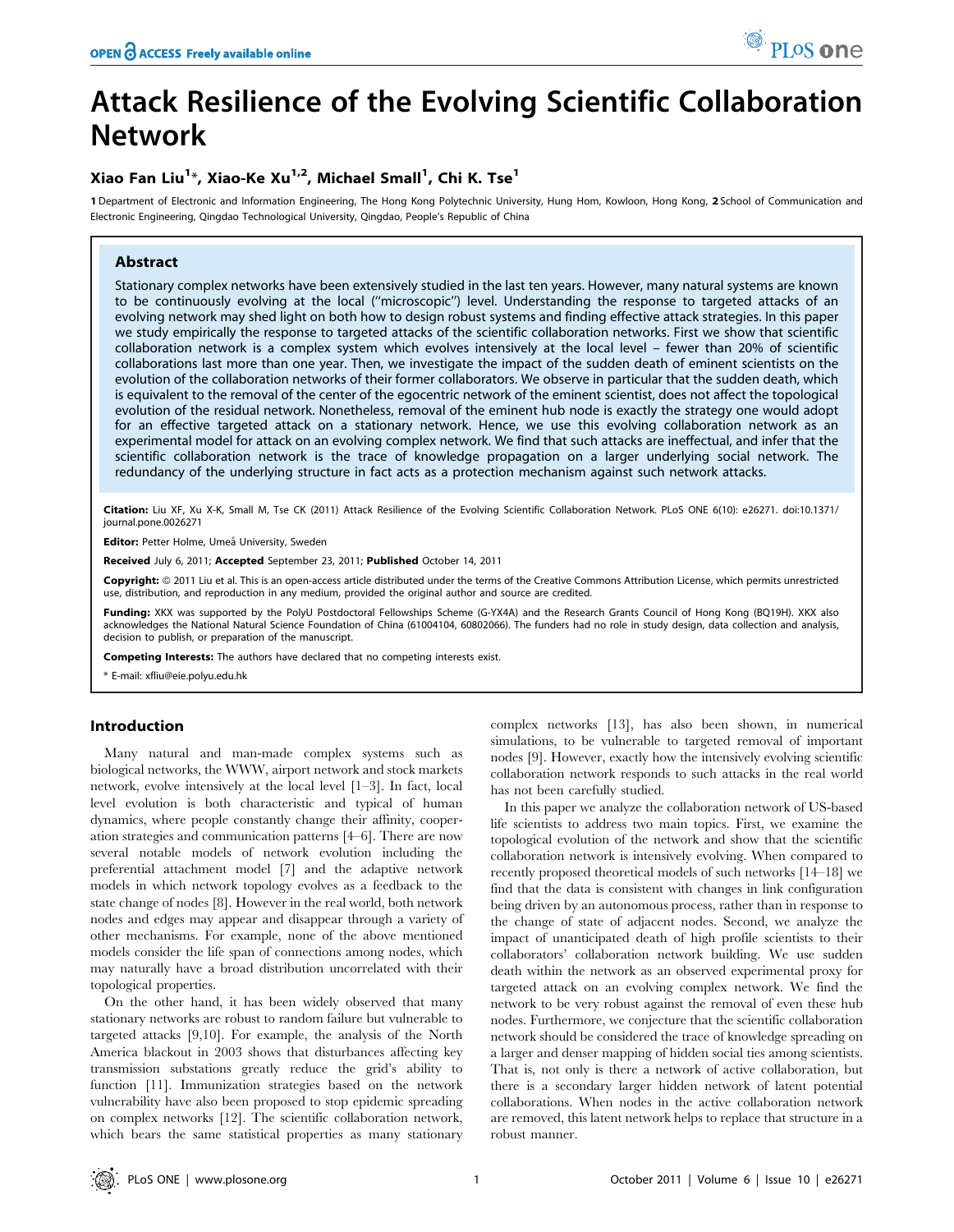# Attack Resilience of the Evolving Scientific Collaboration Network

**Xiao Fan Liu[1]*, Xiao-Ke Xu[1,2], Michael Small[1], Chi K. Tse[1]**

1 Department of Electronic and Information Engineering, The Hong Kong Polytechnic University, Hung Hom, Kowloon, Hong Kong, 2 School of Communication and Electronic Engineering, Qingdao Technological University, Qingdao, People's Republic of China

## Abstract

Stationary complex networks have been extensively studied in the last ten years. However, many natural systems are known to be continuously evolving at the local ("microscopic") level. Understanding the response to targeted attacks of an evolving network may shed light on both how to design robust systems and finding effective attack strategies. In this paper we study empirically the response to targeted attacks of the scientific collaboration networks. First we show that scientific collaboration network is a complex system which evolves intensively at the local level – fewer than 20% of scientific collaborations last more than one year. Then, we investigate the impact of the sudden death of eminent scientists on the evolution of the collaboration networks of their former collaborators. We observe in particular that the sudden death, which is equivalent to the removal of the center of the egocentric network of the eminent scientist, does not affect the topological evolution of the residual network. Nonetheless, removal of the eminent hub node is exactly the strategy one would adopt for an effective targeted attack on a stationary network. Hence, we use this evolving collaboration network as an experimental model for attack on an evolving complex network. We find that such attacks are ineffectual, and infer that the scientific collaboration network is the trace of knowledge propagation on a larger underlying social network. The redundancy of the underlying structure in fact acts as a protection mechanism against such network attacks.

**Citation:** Liu XF, Xu X-K, Small M, Tse CK (2011) Attack Resilience of the Evolving Scientific Collaboration Network. PLoS ONE 6(10): e26271. doi:10.1371/journal.pone.0026271

**Editor:** Petter Holme, Umeå University, Sweden

**Received** July 6, 2011; **Accepted** September 23, 2011; **Published** October 14, 2011

**Copyright:** © 2011 Liu et al. This is an open-access article distributed under the terms of the Creative Commons Attribution License, which permits unrestricted use, distribution, and reproduction in any medium, provided the original author and source are credited.

**Funding:** XKX was supported by the PolyU Postdoctoral Fellowships Scheme (G-YX4A) and the Research Grants Council of Hong Kong (BQ19H). XKX also acknowledges the National Natural Science Foundation of China (61004104, 60802066). The funders had no role in study design, data collection and analysis, decision to publish, or preparation of the manuscript.

**Competing Interests:** The authors have declared that no competing interests exist.

* E-mail: xfliu@eie.polyu.edu.hk

## Introduction

Many natural and man-made complex systems such as biological networks, the WWW, airport network and stock markets network, evolve intensively at the local level [1–3]. In fact, local level evolution is both characteristic and typical of human dynamics, where people constantly change their affinity, cooperation strategies and communication patterns [4–6]. There are now several notable models of network evolution including the preferential attachment model [7] and the adaptive network models in which network topology evolves as a feedback to the state change of nodes [8]. However in the real world, both network nodes and edges may appear and disappear through a variety of other mechanisms. For example, none of the above mentioned models consider the life span of connections among nodes, which may naturally have a broad distribution uncorrelated with their topological properties.

On the other hand, it has been widely observed that many stationary networks are robust to random failure but vulnerable to targeted attacks [9,10]. For example, the analysis of the North America blackout in 2003 shows that disturbances affecting key transmission substations greatly reduce the grid's ability to function [11]. Immunization strategies based on the network vulnerability have also been proposed to stop epidemic spreading on complex networks [12]. The scientific collaboration network, which bears the same statistical properties as many stationary complex networks [13], has also been shown, in numerical simulations, to be vulnerable to targeted removal of important nodes [9]. However, exactly how the intensively evolving scientific collaboration network responds to such attacks in the real world has not been carefully studied.

In this paper we analyze the collaboration network of US-based life scientists to address two main topics. First, we examine the topological evolution of the network and show that the scientific collaboration network is intensively evolving. When compared to recently proposed theoretical models of such networks [14–18] we find that the data is consistent with changes in link configuration being driven by an autonomous process, rather than in response to the change of state of adjacent nodes. Second, we analyze the impact of unanticipated death of high profile scientists to their collaborators' collaboration network building. We use sudden death within the network as an observed experimental proxy for targeted attack on an evolving complex network. We find the network to be very robust against the removal of even these hub nodes. Furthermore, we conjecture that the scientific collaboration network should be considered the trace of knowledge spreading on a larger and denser mapping of hidden social ties among scientists. That is, not only is there a network of active collaboration, but there is a secondary larger hidden network of latent potential collaborations. When nodes in the active collaboration network are removed, this latent network helps to replace that structure in a robust manner.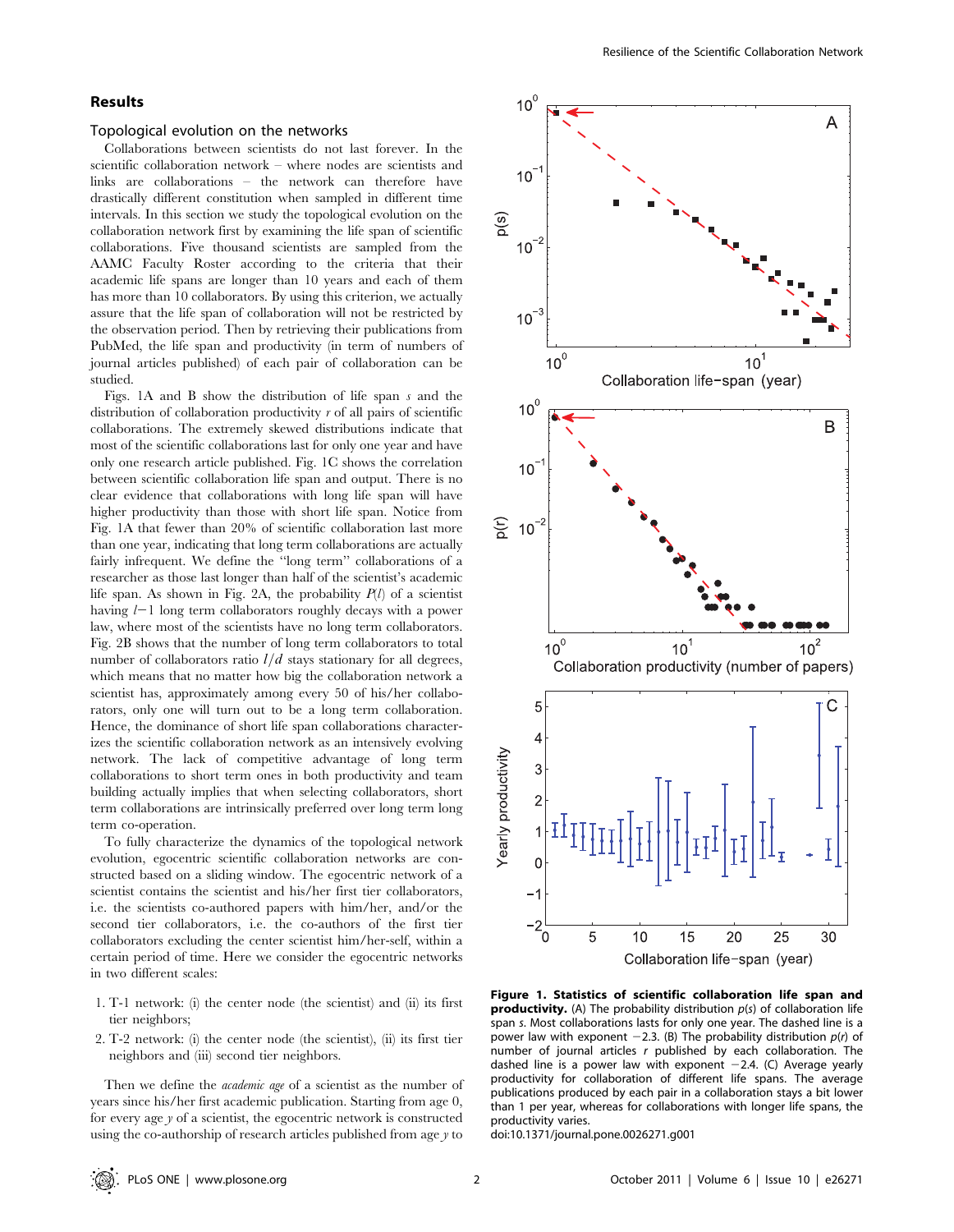## Results

### Topological evolution on the networks

Collaborations between scientists do not last forever. In the scientific collaboration network – where nodes are scientists and links are collaborations – the network can therefore have drastically different constitution when sampled in different time intervals. In this section we study the topological evolution on the collaboration network first by examining the life span of scientific collaborations. Five thousand scientists are sampled from the AAMC Faculty Roster according to the criteria that their academic life spans are longer than 10 years and each of them has more than 10 collaborators. By using this criterion, we actually assure that the life span of collaboration will not be restricted by the observation period. Then by retrieving their publications from PubMed, the life span and productivity (in term of numbers of journal articles published) of each pair of collaboration can be studied.

Figs. 1A and B show the distribution of life span $s$ and the distribution of collaboration productivity $r$ of all pairs of scientific collaborations. The extremely skewed distributions indicate that most of the scientific collaborations last for only one year and have only one research article published. Fig. 1C shows the correlation between scientific collaboration life span and output. There is no clear evidence that collaborations with long life span will have higher productivity than those with short life span. Notice from Fig. 1A that fewer than 20% of scientific collaboration last more than one year, indicating that long term collaborations are actually fairly infrequent. We define the "long term" collaborations of a researcher as those last longer than half of the scientist's academic life span. As shown in Fig. 2A, the probability $P(l)$ of a scientist having $l-1$ long term collaborators roughly decays with a power law, where most of the scientists have no long term collaborators. Fig. 2B shows that the number of long term collaborators to total number of collaborators ratio $l/d$ stays stationary for all degrees, which means that no matter how big the collaboration network a scientist has, approximately among every 50 of his/her collaborators, only one will turn out to be a long term collaboration. Hence, the dominance of short life span collaborations characterizes the scientific collaboration network as an intensively evolving network. The lack of competitive advantage of long term collaborations to short term ones in both productivity and team building actually implies that when selecting collaborators, short term collaborations are intrinsically preferred over long term long term co-operation.

To fully characterize the dynamics of the topological network evolution, egocentric scientific collaboration networks are constructed based on a sliding window. The egocentric network of a scientist contains the scientist and his/her first tier collaborators, i.e. the scientists co-authored papers with him/her, and/or the second tier collaborators, i.e. the co-authors of the first tier collaborators excluding the center scientist him/her-self, within a certain period of time. Here we consider the egocentric networks in two different scales:

1. T-1 network: (i) the center node (the scientist) and (ii) its first tier neighbors;
2. T-2 network: (i) the center node (the scientist), (ii) its first tier neighbors and (iii) second tier neighbors.

Then we define the *academic age* of a scientist as the number of years since his/her first academic publication. Starting from age 0, for every age $y$ of a scientist, the egocentric network is constructed using the co-authorship of research articles published from age $y$ to

**Figure 1. Statistics of scientific collaboration life span and productivity.** (A) The probability distribution $p(s)$ of collaboration life span $s$. Most collaborations lasts for only one year. The dashed line is a power law with exponent $-2.3$. (B) The probability distribution $p(r)$ of number of journal articles $r$ published by each collaboration. The dashed line is a power law with exponent $-2.4$. (C) Average yearly productivity for collaboration of different life spans. The average publications produced by each pair in a collaboration stays a bit lower than 1 per year, whereas for collaborations with longer life spans, the productivity varies.
doi:10.1371/journal.pone.0026271.g001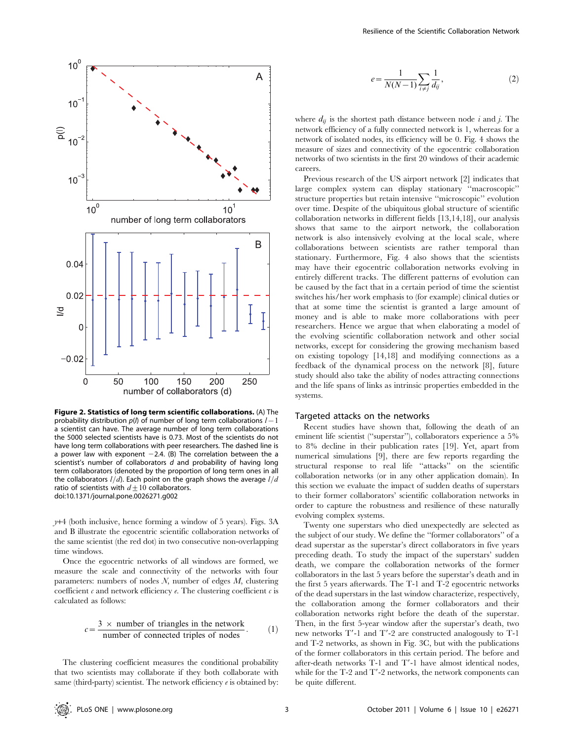A

$10^0$

$10^{-1}$

$10^{-2}$

$10^{-3}$

p(l)

$10^0$

$10^1$

number of long term collaborators

B

0.04

0.02

0

−0.02

l/d

0 50 100 150 200 250

number of collaborators (d)

**Figure 2. Statistics of long term scientific collaborations.** (A) The probability distribution $p(l)$ of number of long term collaborations $l-1$ a scientist can have. The average number of long term collaborations the 5000 selected scientists have is 0.73. Most of the scientists do not have long term collaborations with peer researchers. The dashed line is a power law with exponent −2.4. (B) The correlation between the a scientist's number of collaborators $d$ and probability of having long term collaborators (denoted by the proportion of long term ones in all the collaborators $l/d$). Each point on the graph shows the average $l/d$ ratio of scientists with $d \pm 10$ collaborators.
doi:10.1371/journal.pone.0026271.g002

$y$+4 (both inclusive, hence forming a window of 5 years). Figs. 3A and B illustrate the egocentric scientific collaboration networks of the same scientist (the red dot) in two consecutive non-overlapping time windows.

Once the egocentric networks of all windows are formed, we measure the scale and connectivity of the networks with four parameters: numbers of nodes $N$, number of edges $M$, clustering coefficient $c$ and network efficiency $e$. The clustering coefficient $c$ is calculated as follows:

$$c = \frac{3 \times \text{ number of triangles in the network}}{\text{number of connected triples of nodes}}. \qquad (1)$$

The clustering coefficient measures the conditional probability that two scientists may collaborate if they both collaborate with same (third-party) scientist. The network efficiency $e$ is obtained by:

$$e = \frac{1}{N(N-1)} \sum_{i \neq j} \frac{1}{d_{ij}}, \qquad (2)$$

where $d_{ij}$ is the shortest path distance between node $i$ and $j$. The network efficiency of a fully connected network is 1, whereas for a network of isolated nodes, its efficiency will be 0. Fig. 4 shows the measure of sizes and connectivity of the egocentric collaboration networks of two scientists in the first 20 windows of their academic careers.

Previous research of the US airport network [2] indicates that large complex system can display stationary ''macroscopic'' structure properties but retain intensive ''microscopic'' evolution over time. Despite of the ubiquitous global structure of scientific collaboration networks in different fields [13,14,18], our analysis shows that same to the airport network, the collaboration network is also intensively evolving at the local scale, where collaborations between scientists are rather temporal than stationary. Furthermore, Fig. 4 also shows that the scientists may have their egocentric collaboration networks evolving in entirely different tracks. The different patterns of evolution can be caused by the fact that in a certain period of time the scientist switches his/her work emphasis to (for example) clinical duties or that at some time the scientist is granted a large amount of money and is able to make more collaborations with peer researchers. Hence we argue that when elaborating a model of the evolving scientific collaboration network and other social networks, except for considering the growing mechanism based on existing topology [14,18] and modifying connections as a feedback of the dynamical process on the network [8], future study should also take the ability of nodes attracting connections and the life spans of links as intrinsic properties embedded in the systems.

## Targeted attacks on the networks

Recent studies have shown that, following the death of an eminent life scientist (''superstar''), collaborators experience a 5% to 8% decline in their publication rates [19]. Yet, apart from numerical simulations [9], there are few reports regarding the structural response to real life ''attacks'' on the scientific collaboration networks (or in any other application domain). In this section we evaluate the impact of sudden deaths of superstars to their former collaborators' scientific collaboration networks in order to capture the robustness and resilience of these naturally evolving complex systems.

Twenty one superstars who died unexpectedly are selected as the subject of our study. We define the ''former collaborators'' of a dead superstar as the superstar's direct collaborators in five years preceding death. To study the impact of the superstars' sudden death, we compare the collaboration networks of the former collaborators in the last 5 years before the superstar's death and in the first 5 years afterwards. The T-1 and T-2 egocentric networks of the dead superstars in the last window characterize, respectively, the collaboration among the former collaborators and their collaboration networks right before the death of the superstar. Then, in the first 5-year window after the superstar's death, two new networks T′-1 and T′-2 are constructed analogously to T-1 and T-2 networks, as shown in Fig. 3C, but with the publications of the former collaborators in this certain period. The before and after-death networks T-1 and T′-1 have almost identical nodes, while for the T-2 and T′-2 networks, the network components can be quite different.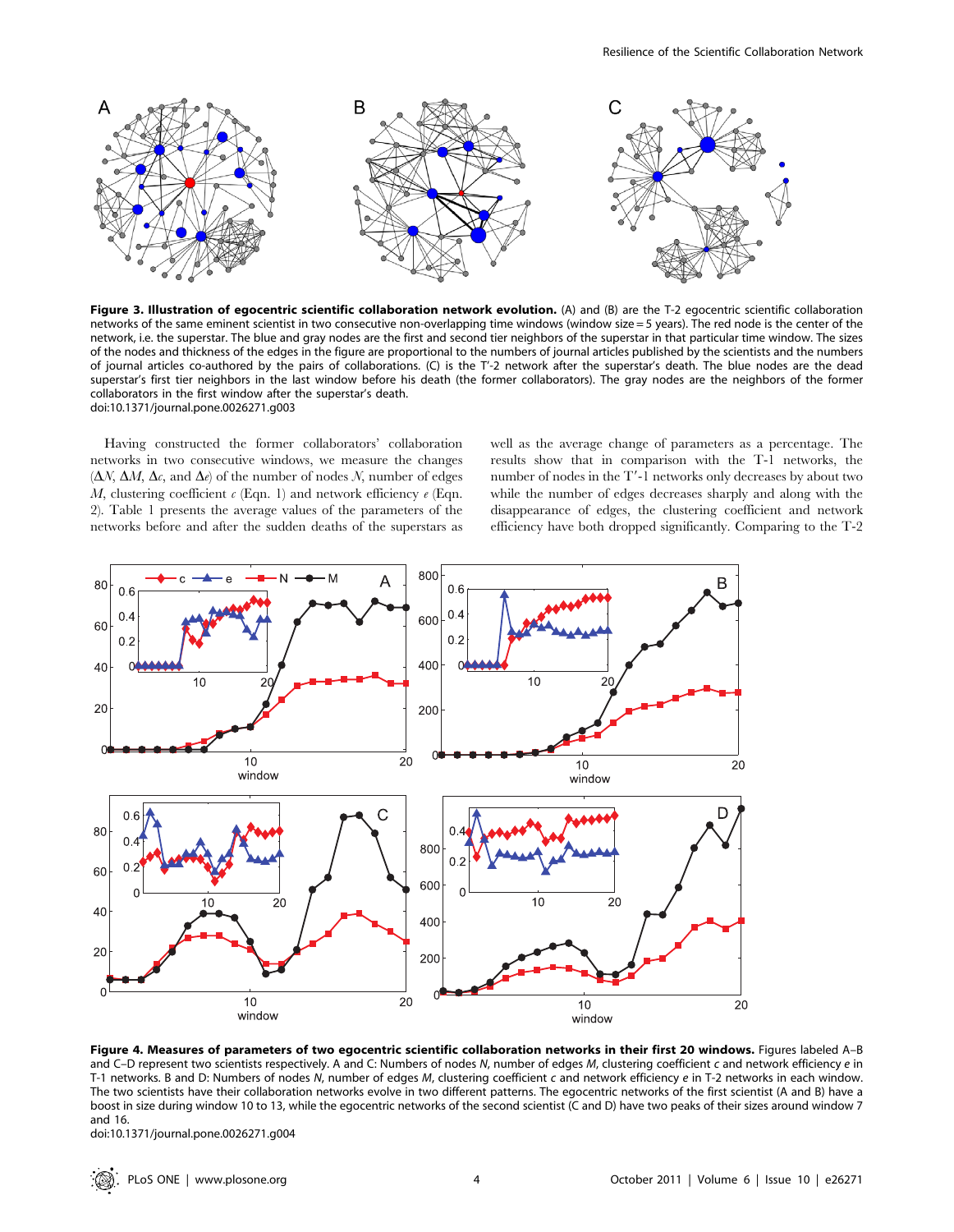**Figure 3. Illustration of egocentric scientific collaboration network evolution.** (A) and (B) are the T-2 egocentric scientific collaboration networks of the same eminent scientist in two consecutive non-overlapping time windows (window size = 5 years). The red node is the center of the network, i.e. the superstar. The blue and gray nodes are the first and second tier neighbors of the superstar in that particular time window. The sizes of the nodes and thickness of the edges in the figure are proportional to the numbers of journal articles published by the scientists and the numbers of journal articles co-authored by the pairs of collaborations. (C) is the T′-2 network after the superstar's death. The blue nodes are the dead superstar's first tier neighbors in the last window before his death (the former collaborators). The gray nodes are the neighbors of the former collaborators in the first window after the superstar's death.
doi:10.1371/journal.pone.0026271.g003

Having constructed the former collaborators' collaboration networks in two consecutive windows, we measure the changes ($\Delta N$, $\Delta M$, $\Delta c$, and $\Delta e$) of the number of nodes $N$, number of edges $M$, clustering coefficient $c$ (Eqn. 1) and network efficiency $e$ (Eqn. 2). Table 1 presents the average values of the parameters of the networks before and after the sudden deaths of the superstars as well as the average change of parameters as a percentage. The results show that in comparison with the T-1 networks, the number of nodes in the T′-1 networks only decreases by about two while the number of edges decreases sharply and along with the disappearance of edges, the clustering coefficient and network efficiency have both dropped significantly. Comparing to the T-2

**Figure 4. Measures of parameters of two egocentric scientific collaboration networks in their first 20 windows.** Figures labeled A–B and C–D represent two scientists respectively. A and C: Numbers of nodes $N$, number of edges $M$, clustering coefficient $c$ and network efficiency $e$ in T-1 networks. B and D: Numbers of nodes $N$, number of edges $M$, clustering coefficient $c$ and network efficiency $e$ in T-2 networks in each window. The two scientists have their collaboration networks evolve in two different patterns. The egocentric networks of the first scientist (A and B) have a boost in size during window 10 to 13, while the egocentric networks of the second scientist (C and D) have two peaks of their sizes around window 7 and 16.
doi:10.1371/journal.pone.0026271.g004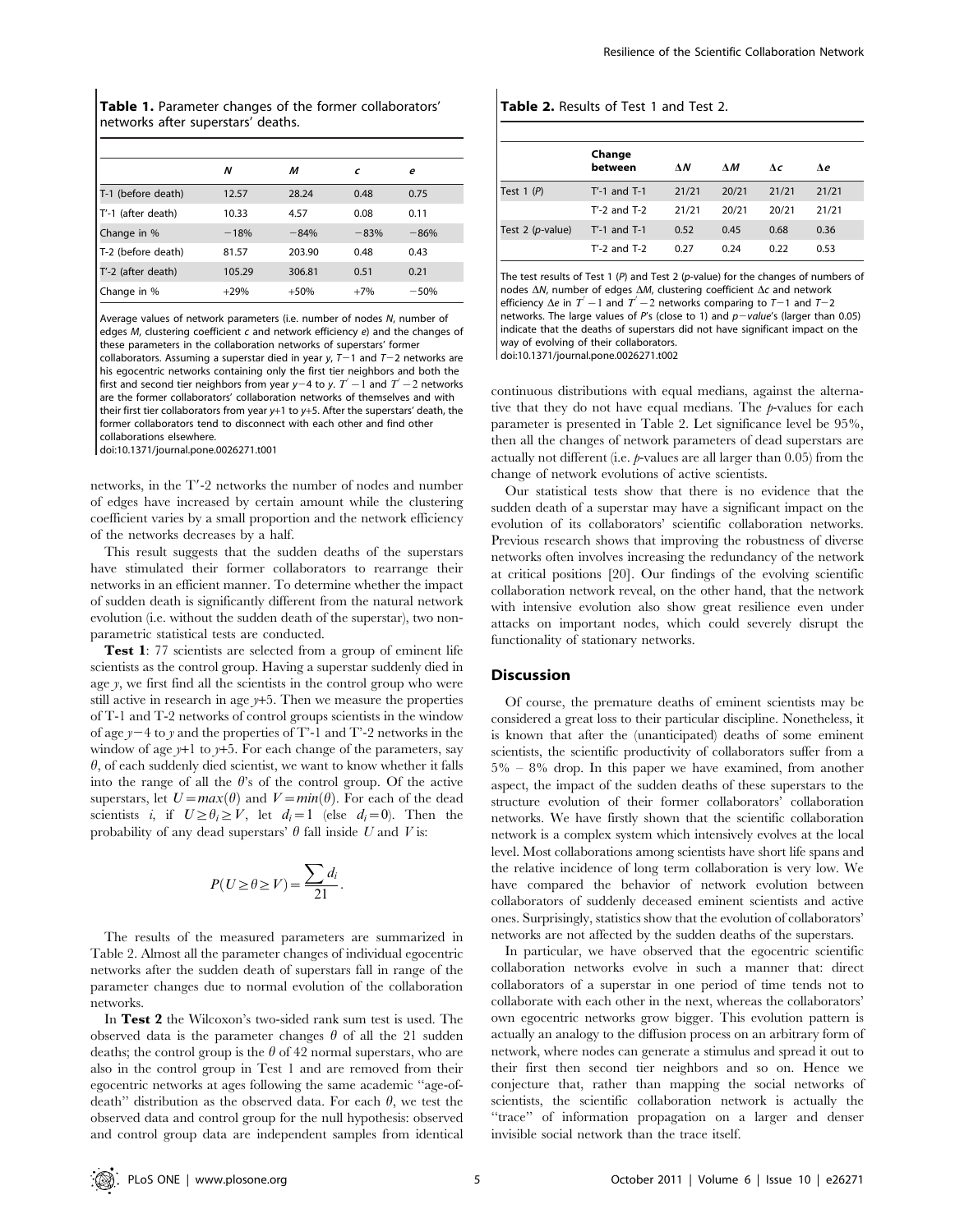**Table 1.** Parameter changes of the former collaborators' networks after superstars' deaths.

| | $N$ | $M$ | $c$ | $e$ |
|---|---|---|---|---|
| T-1 (before death) | 12.57 | 28.24 | 0.48 | 0.75 |
| T'-1 (after death) | 10.33 | 4.57 | 0.08 | 0.11 |
| Change in % | −18% | −84% | −83% | −86% |
| T-2 (before death) | 81.57 | 203.90 | 0.48 | 0.43 |
| T'-2 (after death) | 105.29 | 306.81 | 0.51 | 0.21 |
| Change in % | +29% | +50% | +7% | −50% |

Average values of network parameters (i.e. number of nodes $N$, number of edges $M$, clustering coefficient $c$ and network efficiency $e$) and the changes of these parameters in the collaboration networks of superstars' former collaborators. Assuming a superstar died in year $y$, $T-1$ and $T-2$ networks are his egocentric networks containing only the first tier neighbors and both the first and second tier neighbors from year $y-4$ to $y$. $T^{'}-1$ and $T^{'}-2$ networks are the former collaborators' collaboration networks of themselves and with their first tier collaborators from year $y$+1 to $y$+5. After the superstars' death, the former collaborators tend to disconnect with each other and find other collaborations elsewhere.
doi:10.1371/journal.pone.0026271.t001

networks, in the T′-2 networks the number of nodes and number of edges have increased by certain amount while the clustering coefficient varies by a small proportion and the network efficiency of the networks decreases by a half.

This result suggests that the sudden deaths of the superstars have stimulated their former collaborators to rearrange their networks in an efficient manner. To determine whether the impact of sudden death is significantly different from the natural network evolution (i.e. without the sudden death of the superstar), two non-parametric statistical tests are conducted.

**Test 1**: 77 scientists are selected from a group of eminent life scientists as the control group. Having a superstar suddenly died in age $y$, we first find all the scientists in the control group who were still active in research in age $y$+5. Then we measure the properties of T-1 and T-2 networks of control groups scientists in the window of age $y-4$ to $y$ and the properties of T'-1 and T'-2 networks in the window of age $y$+1 to $y$+5. For each change of the parameters, say $\theta$, of each suddenly died scientist, we want to know whether it falls into the range of all the $\theta$'s of the control group. Of the active superstars, let $U = max(\theta)$ and $V = min(\theta)$. For each of the dead scientists $i$, if $U \geq \theta_i \geq V$, let $d_i = 1$ (else $d_i = 0$). Then the probability of any dead superstars' $\theta$ fall inside $U$ and $V$ is:

$$P(U \geq \theta \geq V) = \frac{\sum d_i}{21}.$$

The results of the measured parameters are summarized in Table 2. Almost all the parameter changes of individual egocentric networks after the sudden death of superstars fall in range of the parameter changes due to normal evolution of the collaboration networks.

In **Test 2** the Wilcoxon's two-sided rank sum test is used. The observed data is the parameter changes $\theta$ of all the 21 sudden deaths; the control group is the $\theta$ of 42 normal superstars, who are also in the control group in Test 1 and are removed from their egocentric networks at ages following the same academic "age-of-death" distribution as the observed data. For each $\theta$, we test the observed data and control group for the null hypothesis: observed and control group data are independent samples from identical continuous distributions with equal medians, against the alternative that they do not have equal medians. The $p$-values for each parameter is presented in Table 2. Let significance level be 95%, then all the changes of network parameters of dead superstars are actually not different (i.e. $p$-values are all larger than 0.05) from the change of network evolutions of active scientists.

**Table 2.** Results of Test 1 and Test 2.

| | Change between | $\Delta N$ | $\Delta M$ | $\Delta c$ | $\Delta e$ |
|---|---|---|---|---|---|
| Test 1 ($P$) | T'-1 and T-1 | 21/21 | 20/21 | 21/21 | 21/21 |
| | T'-2 and T-2 | 21/21 | 20/21 | 20/21 | 21/21 |
| Test 2 ($p$-value) | T'-1 and T-1 | 0.52 | 0.45 | 0.68 | 0.36 |
| | T'-2 and T-2 | 0.27 | 0.24 | 0.22 | 0.53 |

The test results of Test 1 ($P$) and Test 2 ($p$-value) for the changes of numbers of nodes $\Delta N$, number of edges $\Delta M$, clustering coefficient $\Delta c$ and network efficiency $\Delta e$ in $T^{'}-1$ and $T^{'}-2$ networks comparing to $T-1$ and $T-2$ networks. The large values of $P$'s (close to 1) and $p-value$'s (larger than 0.05) indicate that the deaths of superstars did not have significant impact on the way of evolving of their collaborators.
doi:10.1371/journal.pone.0026271.t002

Our statistical tests show that there is no evidence that the sudden death of a superstar may have a significant impact on the evolution of its collaborators' scientific collaboration networks. Previous research shows that improving the robustness of diverse networks often involves increasing the redundancy of the network at critical positions [20]. Our findings of the evolving scientific collaboration network reveal, on the other hand, that the network with intensive evolution also show great resilience even under attacks on important nodes, which could severely disrupt the functionality of stationary networks.

## Discussion

Of course, the premature deaths of eminent scientists may be considered a great loss to their particular discipline. Nonetheless, it is known that after the (unanticipated) deaths of some eminent scientists, the scientific productivity of collaborators suffer from a 5% – 8% drop. In this paper we have examined, from another aspect, the impact of the sudden deaths of these superstars to the structure evolution of their former collaborators' collaboration networks. We have firstly shown that the scientific collaboration network is a complex system which intensively evolves at the local level. Most collaborations among scientists have short life spans and the relative incidence of long term collaboration is very low. We have compared the behavior of network evolution between collaborators of suddenly deceased eminent scientists and active ones. Surprisingly, statistics show that the evolution of collaborators' networks are not affected by the sudden deaths of the superstars.

In particular, we have observed that the egocentric scientific collaboration networks evolve in such a manner that: direct collaborators of a superstar in one period of time tends not to collaborate with each other in the next, whereas the collaborators' own egocentric networks grow bigger. This evolution pattern is actually an analogy to the diffusion process on an arbitrary form of network, where nodes can generate a stimulus and spread it out to their first then second tier neighbors and so on. Hence we conjecture that, rather than mapping the social networks of scientists, the scientific collaboration network is actually the "trace" of information propagation on a larger and denser invisible social network than the trace itself.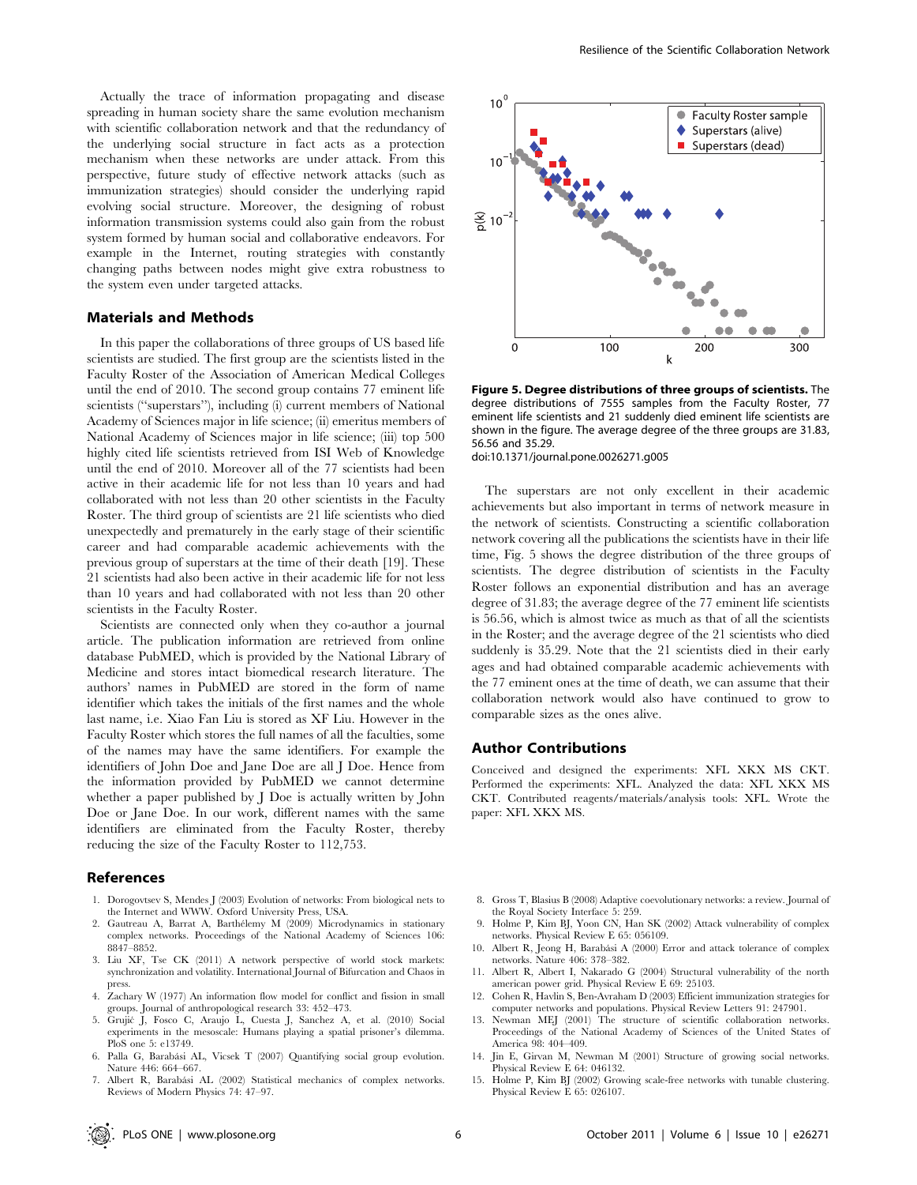Actually the trace of information propagating and disease spreading in human society share the same evolution mechanism with scientific collaboration network and that the redundancy of the underlying social structure in fact acts as a protection mechanism when these networks are under attack. From this perspective, future study of effective network attacks (such as immunization strategies) should consider the underlying rapid evolving social structure. Moreover, the designing of robust information transmission systems could also gain from the robust system formed by human social and collaborative endeavors. For example in the Internet, routing strategies with constantly changing paths between nodes might give extra robustness to the system even under targeted attacks.

## Materials and Methods

In this paper the collaborations of three groups of US based life scientists are studied. The first group are the scientists listed in the Faculty Roster of the Association of American Medical Colleges until the end of 2010. The second group contains 77 eminent life scientists ("superstars"), including (i) current members of National Academy of Sciences major in life science; (ii) emeritus members of National Academy of Sciences major in life science; (iii) top 500 highly cited life scientists retrieved from ISI Web of Knowledge until the end of 2010. Moreover all of the 77 scientists had been active in their academic life for not less than 10 years and had collaborated with not less than 20 other scientists in the Faculty Roster. The third group of scientists are 21 life scientists who died unexpectedly and prematurely in the early stage of their scientific career and had comparable academic achievements with the previous group of superstars at the time of their death [19]. These 21 scientists had also been active in their academic life for not less than 10 years and had collaborated with not less than 20 other scientists in the Faculty Roster.

Scientists are connected only when they co-author a journal article. The publication information are retrieved from online database PubMED, which is provided by the National Library of Medicine and stores intact biomedical research literature. The authors' names in PubMED are stored in the form of name identifier which takes the initials of the first names and the whole last name, i.e. Xiao Fan Liu is stored as XF Liu. However in the Faculty Roster which stores the full names of all the faculties, some of the names may have the same identifiers. For example the identifiers of John Doe and Jane Doe are all J Doe. Hence from the information provided by PubMED we cannot determine whether a paper published by J Doe is actually written by John Doe or Jane Doe. In our work, different names with the same identifiers are eliminated from the Faculty Roster, thereby reducing the size of the Faculty Roster to 112,753.

**Figure 5. Degree distributions of three groups of scientists.** The degree distributions of 7555 samples from the Faculty Roster, 77 eminent life scientists and 21 suddenly died eminent life scientists are shown in the figure. The average degree of the three groups are 31.83, 56.56 and 35.29.
doi:10.1371/journal.pone.0026271.g005

The superstars are not only excellent in their academic achievements but also important in terms of network measure in the network of scientists. Constructing a scientific collaboration network covering all the publications the scientists have in their life time, Fig. 5 shows the degree distribution of the three groups of scientists. The degree distribution of scientists in the Faculty Roster follows an exponential distribution and has an average degree of 31.83; the average degree of the 77 eminent life scientists is 56.56, which is almost twice as much as that of all the scientists in the Roster; and the average degree of the 21 scientists who died suddenly is 35.29. Note that the 21 scientists died in their early ages and had obtained comparable academic achievements with the 77 eminent ones at the time of death, we can assume that their collaboration network would also have continued to grow to comparable sizes as the ones alive.

## Author Contributions

Conceived and designed the experiments: XFL XKX MS CKT. Performed the experiments: XFL. Analyzed the data: XFL XKX MS CKT. Contributed reagents/materials/analysis tools: XFL. Wrote the paper: XFL XKX MS.

## References

1. Dorogovtsev S, Mendes J (2003) Evolution of networks: From biological nets to the Internet and WWW. Oxford University Press, USA.
2. Gautreau A, Barrat A, Barthélemy M (2009) Microdynamics in stationary complex networks. Proceedings of the National Academy of Sciences 106: 8847–8852.
3. Liu XF, Tse CK (2011) A network perspective of world stock markets: synchronization and volatility. International Journal of Bifurcation and Chaos in press.
4. Zachary W (1977) An information flow model for conflict and fission in small groups. Journal of anthropological research 33: 452–473.
5. Grujić J, Fosco C, Araujo L, Cuesta J, Sanchez A, et al. (2010) Social experiments in the mesoscale: Humans playing a spatial prisoner's dilemma. PloS one 5: e13749.
6. Palla G, Barabási AL, Vicsek T (2007) Quantifying social group evolution. Nature 446: 664–667.
7. Albert R, Barabási AL (2002) Statistical mechanics of complex networks. Reviews of Modern Physics 74: 47–97.
8. Gross T, Blasius B (2008) Adaptive coevolutionary networks: a review. Journal of the Royal Society Interface 5: 259.
9. Holme P, Kim BJ, Yoon CN, Han SK (2002) Attack vulnerability of complex networks. Physical Review E 65: 056109.
10. Albert R, Jeong H, Barabási A (2000) Error and attack tolerance of complex networks. Nature 406: 378–382.
11. Albert R, Albert I, Nakarado G (2004) Structural vulnerability of the north american power grid. Physical Review E 69: 25103.
12. Cohen R, Havlin S, Ben-Avraham D (2003) Efficient immunization strategies for computer networks and populations. Physical Review Letters 91: 247901.
13. Newman MEJ (2001) The structure of scientific collaboration networks. Proceedings of the National Academy of Sciences of the United States of America 98: 404–409.
14. Jin E, Girvan M, Newman M (2001) Structure of growing social networks. Physical Review E 64: 046132.
15. Holme P, Kim BJ (2002) Growing scale-free networks with tunable clustering. Physical Review E 65: 026107.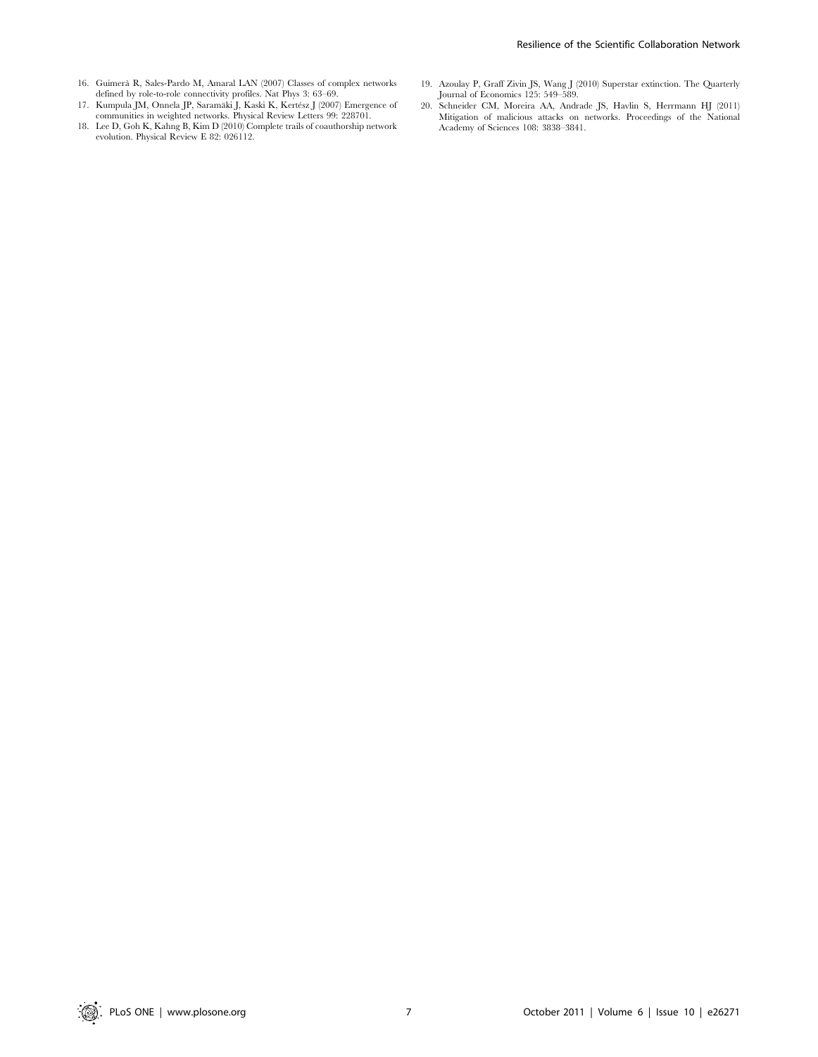16. Guimerà R, Sales-Pardo M, Amaral LAN (2007) Classes of complex networks defined by role-to-role connectivity profiles. Nat Phys 3: 63–69.
17. Kumpula JM, Onnela JP, Saramäki J, Kaski K, Kertész J (2007) Emergence of communities in weighted networks. Physical Review Letters 99: 228701.
18. Lee D, Goh K, Kahng B, Kim D (2010) Complete trails of coauthorship network evolution. Physical Review E 82: 026112.
19. Azoulay P, Graff Zivin JS, Wang J (2010) Superstar extinction. The Quarterly Journal of Economics 125: 549–589.
20. Schneider CM, Moreira AA, Andrade JS, Havlin S, Herrmann HJ (2011) Mitigation of malicious attacks on networks. Proceedings of the National Academy of Sciences 108: 3838–3841.